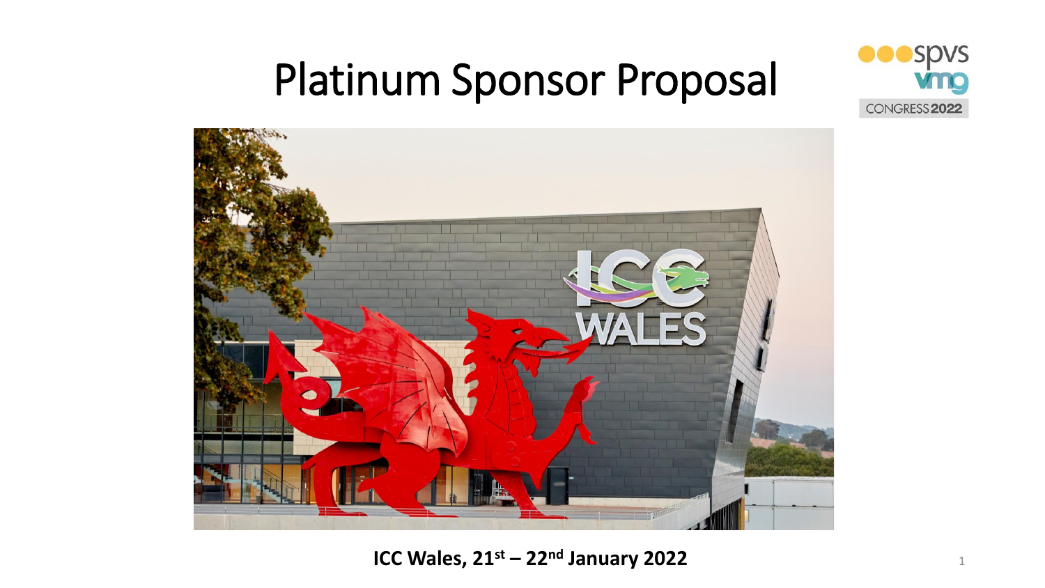# Platinum Sponsor Proposal

spvs vmg CONGRESS 2022

**ICC Wales, 21st – 22nd January 2022**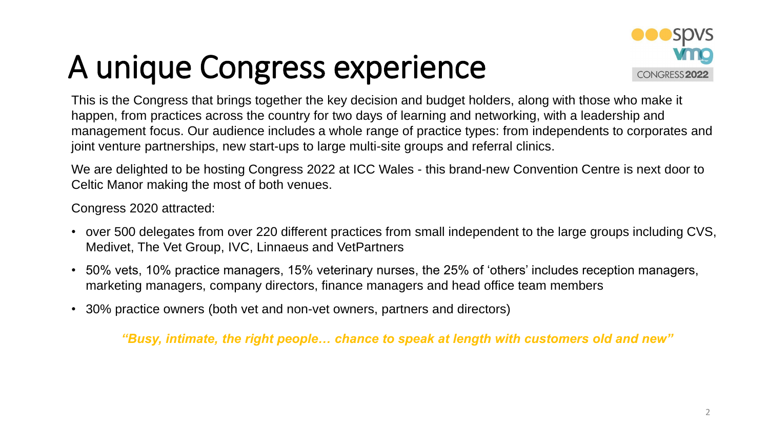# A unique Congress experience

This is the Congress that brings together the key decision and budget holders, along with those who make it happen, from practices across the country for two days of learning and networking, with a leadership and management focus. Our audience includes a whole range of practice types: from independents to corporates and joint venture partnerships, new start-ups to large multi-site groups and referral clinics.

We are delighted to be hosting Congress 2022 at ICC Wales - this brand-new Convention Centre is next door to Celtic Manor making the most of both venues.

Congress 2020 attracted:

- over 500 delegates from over 220 different practices from small independent to the large groups including CVS, Medivet, The Vet Group, IVC, Linnaeus and VetPartners
- 50% vets, 10% practice managers, 15% veterinary nurses, the 25% of 'others' includes reception managers, marketing managers, company directors, finance managers and head office team members
- 30% practice owners (both vet and non-vet owners, partners and directors)

***"Busy, intimate, the right people… chance to speak at length with customers old and new"***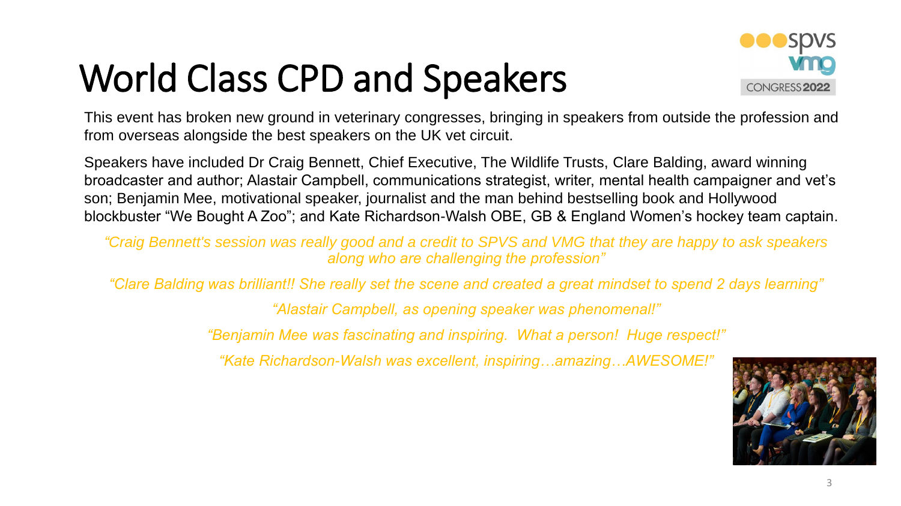# World Class CPD and Speakers

This event has broken new ground in veterinary congresses, bringing in speakers from outside the profession and from overseas alongside the best speakers on the UK vet circuit.

Speakers have included Dr Craig Bennett, Chief Executive, The Wildlife Trusts, Clare Balding, award winning broadcaster and author; Alastair Campbell, communications strategist, writer, mental health campaigner and vet's son; Benjamin Mee, motivational speaker, journalist and the man behind bestselling book and Hollywood blockbuster "We Bought A Zoo"; and Kate Richardson-Walsh OBE, GB & England Women's hockey team captain.

*"Craig Bennett's session was really good and a credit to SPVS and VMG that they are happy to ask speakers along who are challenging the profession"*

*"Clare Balding was brilliant!! She really set the scene and created a great mindset to spend 2 days learning"*

*"Alastair Campbell, as opening speaker was phenomenal!"*

*"Benjamin Mee was fascinating and inspiring. What a person! Huge respect!"*

*"Kate Richardson-Walsh was excellent, inspiring…amazing…AWESOME!"*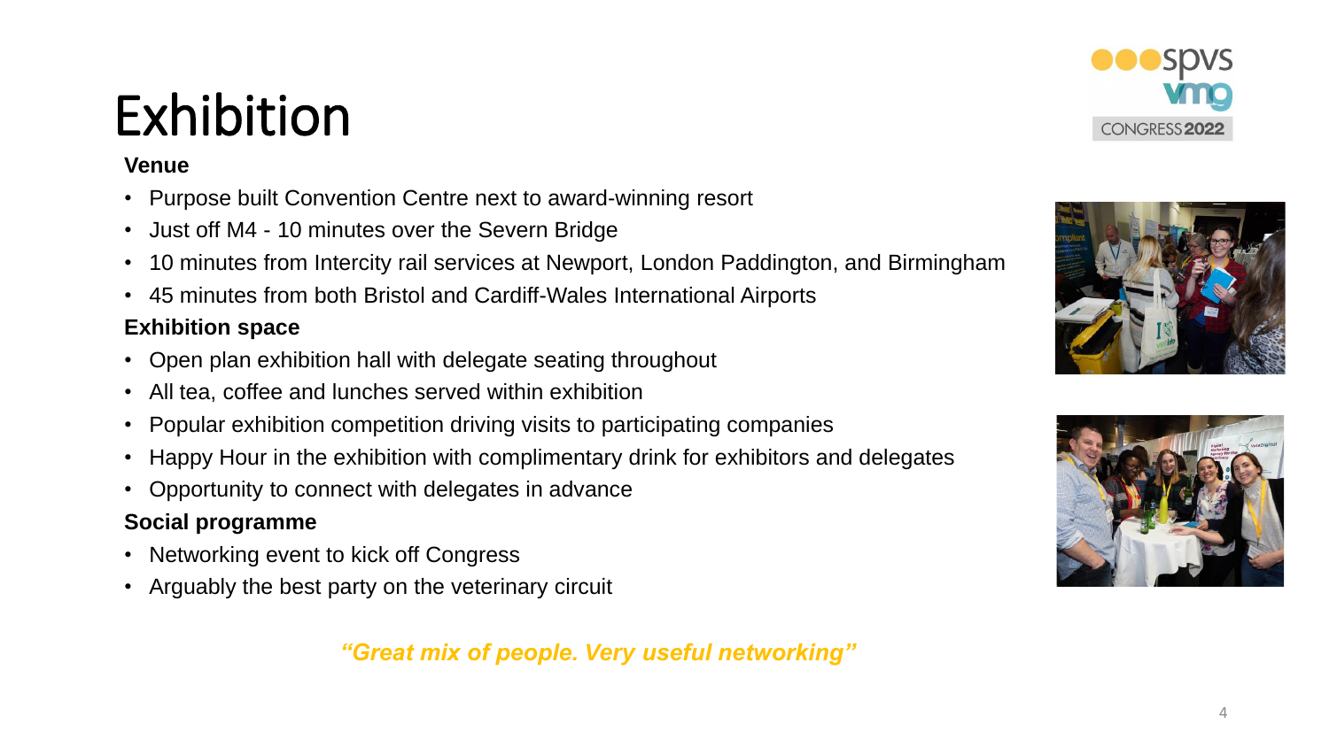# Exhibition

**Venue**

- Purpose built Convention Centre next to award-winning resort
- Just off M4 - 10 minutes over the Severn Bridge
- 10 minutes from Intercity rail services at Newport, London Paddington, and Birmingham
- 45 minutes from both Bristol and Cardiff-Wales International Airports

**Exhibition space**

- Open plan exhibition hall with delegate seating throughout
- All tea, coffee and lunches served within exhibition
- Popular exhibition competition driving visits to participating companies
- Happy Hour in the exhibition with complimentary drink for exhibitors and delegates
- Opportunity to connect with delegates in advance

**Social programme**

- Networking event to kick off Congress
- Arguably the best party on the veterinary circuit

***"Great mix of people. Very useful networking"***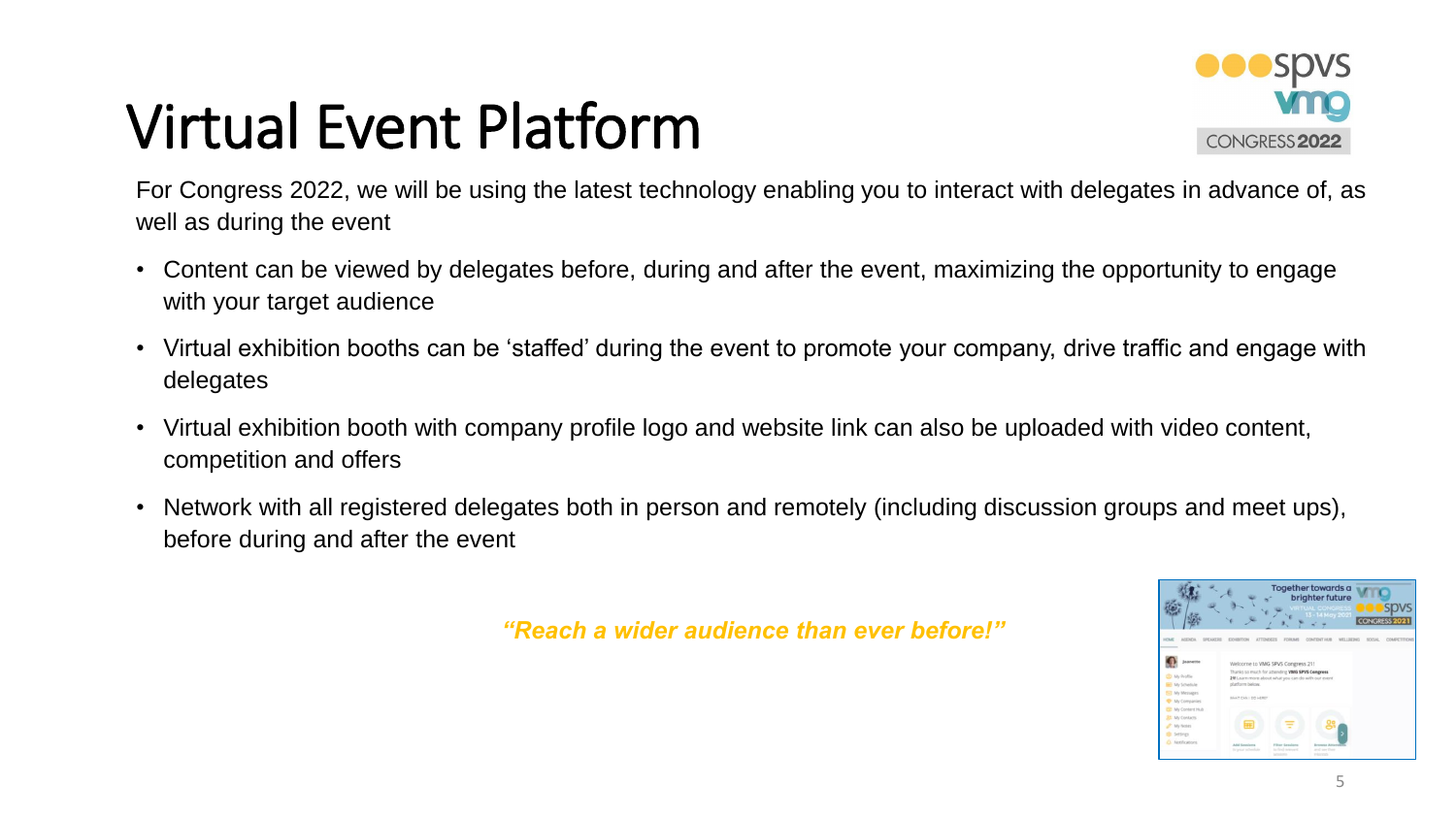# Virtual Event Platform

For Congress 2022, we will be using the latest technology enabling you to interact with delegates in advance of, as well as during the event

- Content can be viewed by delegates before, during and after the event, maximizing the opportunity to engage with your target audience
- Virtual exhibition booths can be 'staffed' during the event to promote your company, drive traffic and engage with delegates
- Virtual exhibition booth with company profile logo and website link can also be uploaded with video content, competition and offers
- Network with all registered delegates both in person and remotely (including discussion groups and meet ups), before during and after the event

***"Reach a wider audience than ever before!"***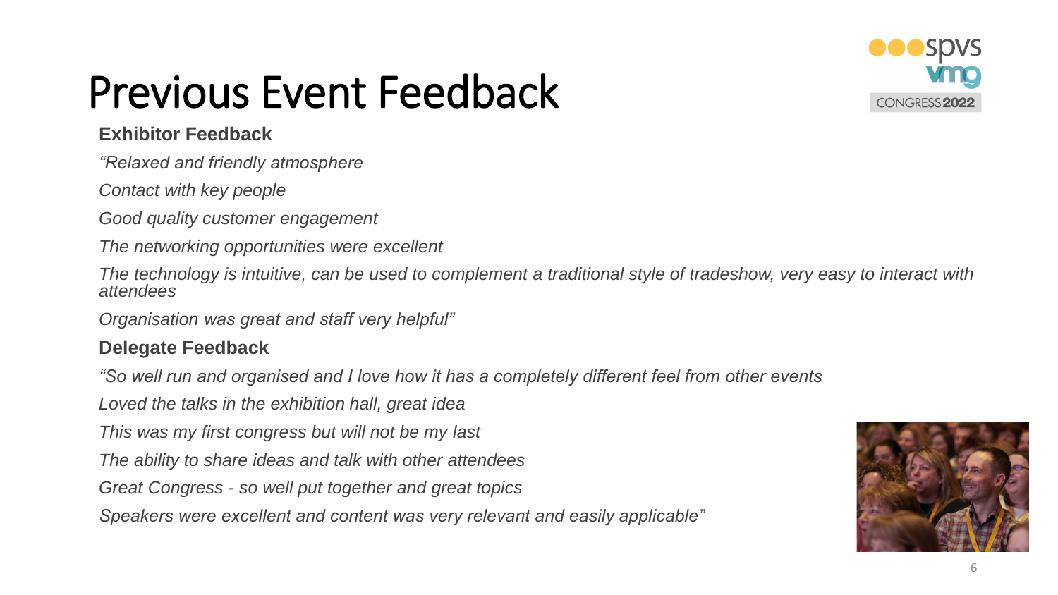# Previous Event Feedback

### Exhibitor Feedback

*"Relaxed and friendly atmosphere*

*Contact with key people*

*Good quality customer engagement*

*The networking opportunities were excellent*

*The technology is intuitive, can be used to complement a traditional style of tradeshow, very easy to interact with attendees*

*Organisation was great and staff very helpful"*

### Delegate Feedback

*"So well run and organised and I love how it has a completely different feel from other events*

*Loved the talks in the exhibition hall, great idea*

*This was my first congress but will not be my last*

*The ability to share ideas and talk with other attendees*

*Great Congress - so well put together and great topics*

*Speakers were excellent and content was very relevant and easily applicable"*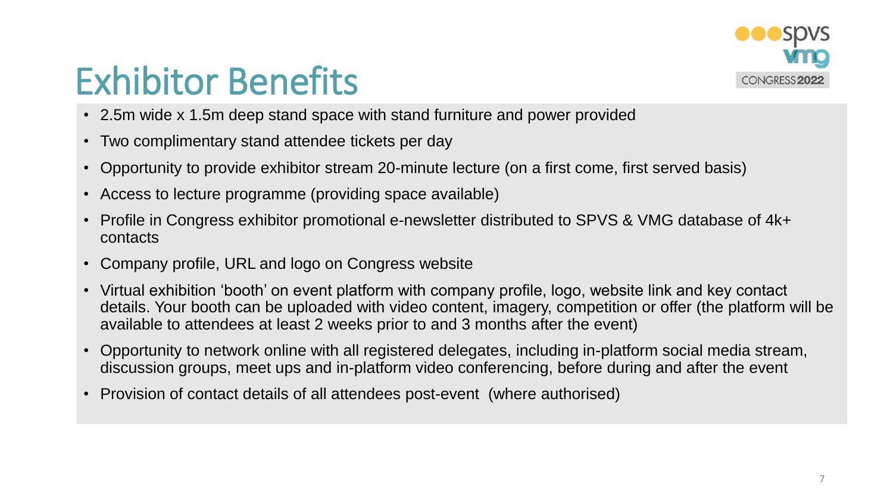# Exhibitor Benefits

- 2.5m wide x 1.5m deep stand space with stand furniture and power provided
- Two complimentary stand attendee tickets per day
- Opportunity to provide exhibitor stream 20-minute lecture (on a first come, first served basis)
- Access to lecture programme (providing space available)
- Profile in Congress exhibitor promotional e-newsletter distributed to SPVS & VMG database of 4k+ contacts
- Company profile, URL and logo on Congress website
- Virtual exhibition 'booth' on event platform with company profile, logo, website link and key contact details. Your booth can be uploaded with video content, imagery, competition or offer (the platform will be available to attendees at least 2 weeks prior to and 3 months after the event)
- Opportunity to network online with all registered delegates, including in-platform social media stream, discussion groups, meet ups and in-platform video conferencing, before during and after the event
- Provision of contact details of all attendees post-event (where authorised)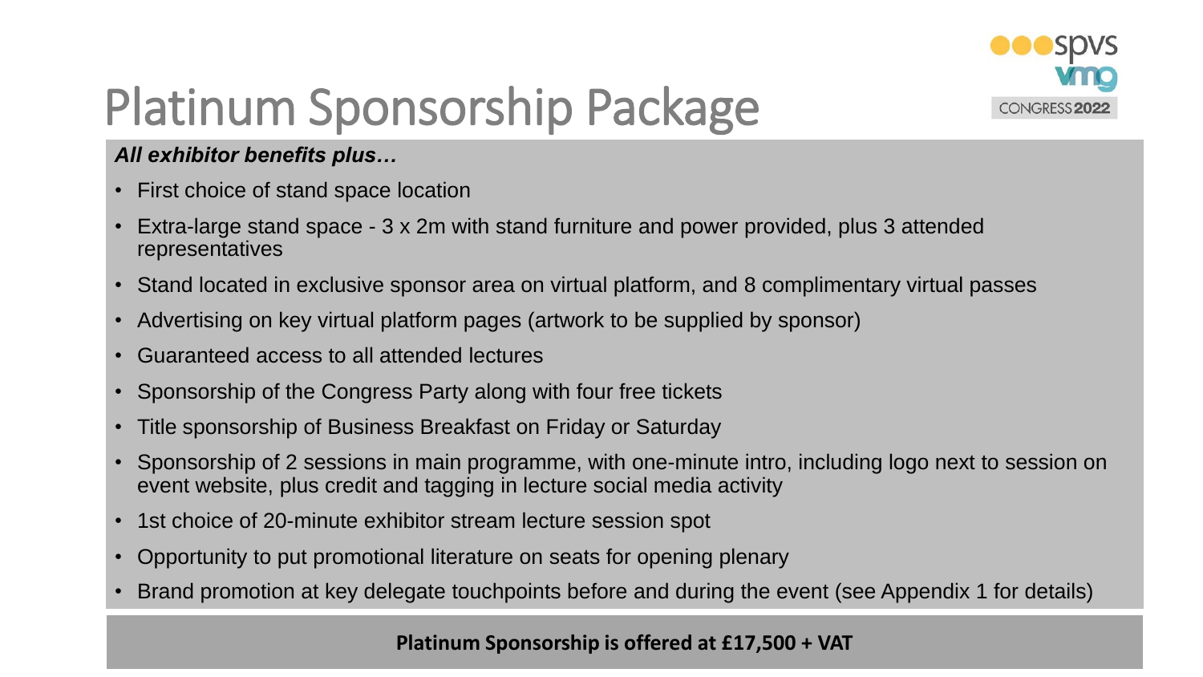# Platinum Sponsorship Package

***All exhibitor benefits plus…***

- First choice of stand space location
- Extra-large stand space - 3 x 2m with stand furniture and power provided, plus 3 attended representatives
- Stand located in exclusive sponsor area on virtual platform, and 8 complimentary virtual passes
- Advertising on key virtual platform pages (artwork to be supplied by sponsor)
- Guaranteed access to all attended lectures
- Sponsorship of the Congress Party along with four free tickets
- Title sponsorship of Business Breakfast on Friday or Saturday
- Sponsorship of 2 sessions in main programme, with one-minute intro, including logo next to session on event website, plus credit and tagging in lecture social media activity
- 1st choice of 20-minute exhibitor stream lecture session spot
- Opportunity to put promotional literature on seats for opening plenary
- Brand promotion at key delegate touchpoints before and during the event (see Appendix 1 for details)

**Platinum Sponsorship is offered at £17,500 + VAT**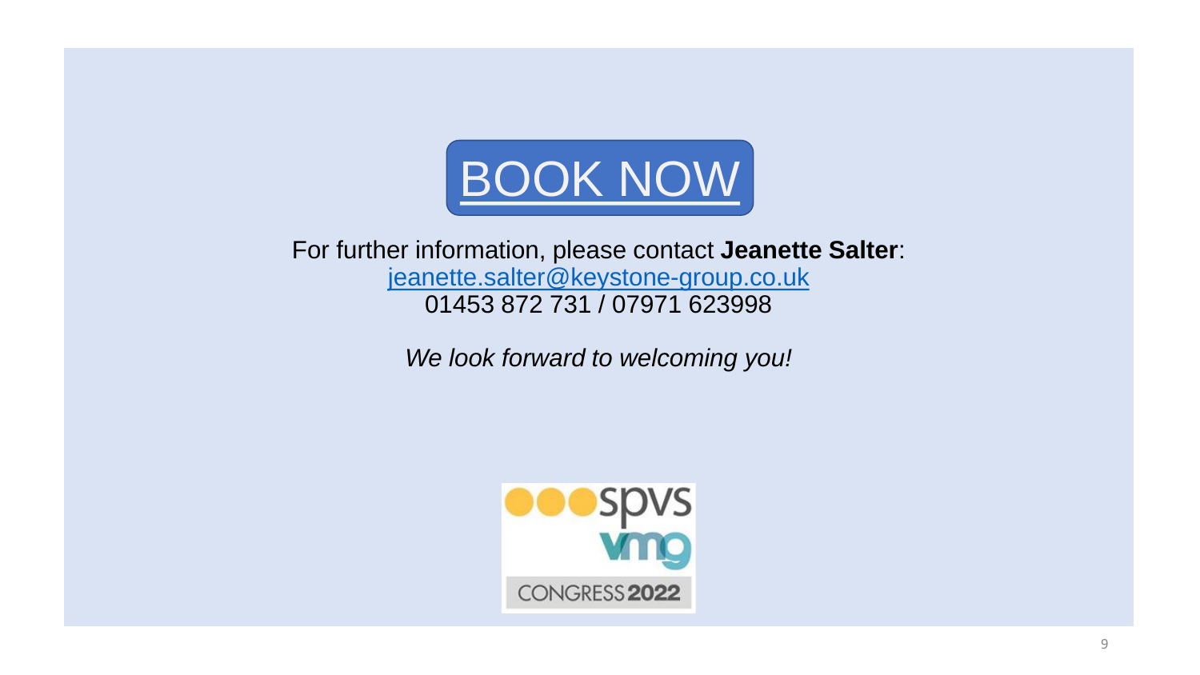BOOK NOW

For further information, please contact **Jeanette Salter**:
jeanette.salter@keystone-group.co.uk
01453 872 731 / 07971 623998

*We look forward to welcoming you!*

spvs vmg CONGRESS 2022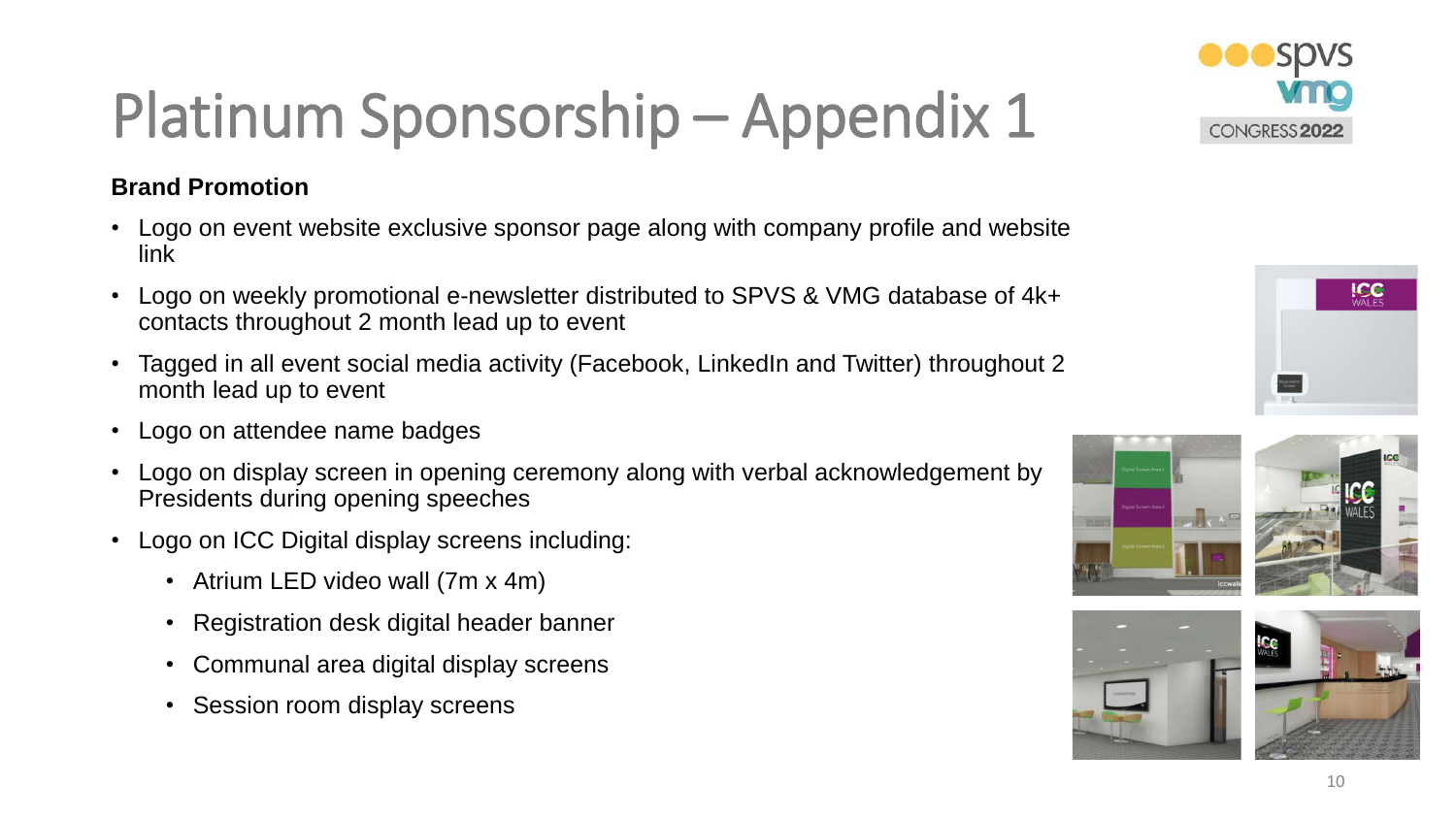# Platinum Sponsorship – Appendix 1

**Brand Promotion**

- Logo on event website exclusive sponsor page along with company profile and website link
- Logo on weekly promotional e-newsletter distributed to SPVS & VMG database of 4k+ contacts throughout 2 month lead up to event
- Tagged in all event social media activity (Facebook, LinkedIn and Twitter) throughout 2 month lead up to event
- Logo on attendee name badges
- Logo on display screen in opening ceremony along with verbal acknowledgement by Presidents during opening speeches
- Logo on ICC Digital display screens including:
  - Atrium LED video wall (7m x 4m)
  - Registration desk digital header banner
  - Communal area digital display screens
  - Session room display screens